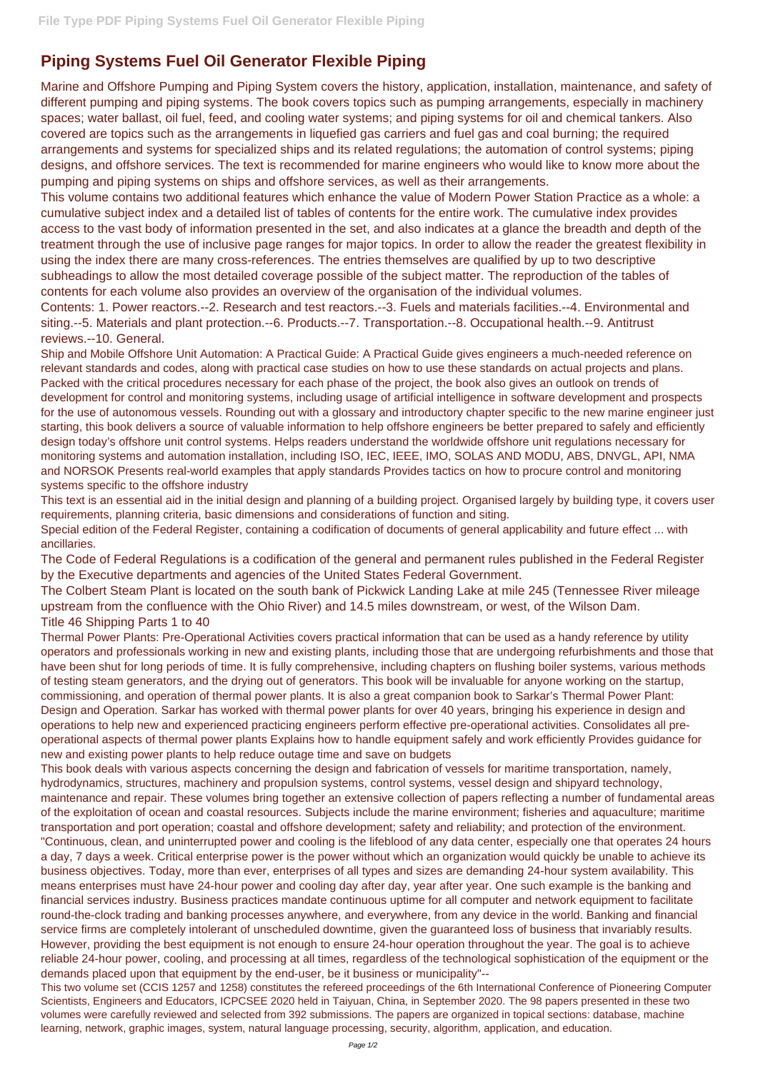# Piping Systems Fuel Oil Generator Flexible Piping

Marine and Offshore Pumping and Piping System covers the history, application, installation, maintenance, and safety of different pumping and piping systems. The book covers topics such as pumping arrangements, especially in machinery spaces; water ballast, oil fuel, feed, and cooling water systems; and piping systems for oil and chemical tankers. Also covered are topics such as the arrangements in liquefied gas carriers and fuel gas and coal burning; the required arrangements and systems for specialized ships and its related regulations; the automation of control systems; piping designs, and offshore services. The text is recommended for marine engineers who would like to know more about the pumping and piping systems on ships and offshore services, as well as their arrangements.

This volume contains two additional features which enhance the value of Modern Power Station Practice as a whole: a cumulative subject index and a detailed list of tables of contents for the entire work. The cumulative index provides access to the vast body of information presented in the set, and also indicates at a glance the breadth and depth of the treatment through the use of inclusive page ranges for major topics. In order to allow the reader the greatest flexibility in using the index there are many cross-references. The entries themselves are qualified by up to two descriptive subheadings to allow the most detailed coverage possible of the subject matter. The reproduction of the tables of contents for each volume also provides an overview of the organisation of the individual volumes.

Contents: 1. Power reactors.--2. Research and test reactors.--3. Fuels and materials facilities.--4. Environmental and siting.--5. Materials and plant protection.--6. Products.--7. Transportation.--8. Occupational health.--9. Antitrust reviews.--10. General.

Ship and Mobile Offshore Unit Automation: A Practical Guide: A Practical Guide gives engineers a much-needed reference on relevant standards and codes, along with practical case studies on how to use these standards on actual projects and plans. Packed with the critical procedures necessary for each phase of the project, the book also gives an outlook on trends of development for control and monitoring systems, including usage of artificial intelligence in software development and prospects for the use of autonomous vessels. Rounding out with a glossary and introductory chapter specific to the new marine engineer just starting, this book delivers a source of valuable information to help offshore engineers be better prepared to safely and efficiently design today's offshore unit control systems. Helps readers understand the worldwide offshore unit regulations necessary for monitoring systems and automation installation, including ISO, IEC, IEEE, IMO, SOLAS AND MODU, ABS, DNVGL, API, NMA and NORSOK Presents real-world examples that apply standards Provides tactics on how to procure control and monitoring systems specific to the offshore industry

This text is an essential aid in the initial design and planning of a building project. Organised largely by building type, it covers user requirements, planning criteria, basic dimensions and considerations of function and siting.

Special edition of the Federal Register, containing a codification of documents of general applicability and future effect ... with ancillaries.

The Code of Federal Regulations is a codification of the general and permanent rules published in the Federal Register by the Executive departments and agencies of the United States Federal Government.

The Colbert Steam Plant is located on the south bank of Pickwick Landing Lake at mile 245 (Tennessee River mileage upstream from the confluence with the Ohio River) and 14.5 miles downstream, or west, of the Wilson Dam.

Title 46 Shipping Parts 1 to 40

Thermal Power Plants: Pre-Operational Activities covers practical information that can be used as a handy reference by utility operators and professionals working in new and existing plants, including those that are undergoing refurbishments and those that have been shut for long periods of time. It is fully comprehensive, including chapters on flushing boiler systems, various methods of testing steam generators, and the drying out of generators. This book will be invaluable for anyone working on the startup, commissioning, and operation of thermal power plants. It is also a great companion book to Sarkar's Thermal Power Plant: Design and Operation. Sarkar has worked with thermal power plants for over 40 years, bringing his experience in design and operations to help new and experienced practicing engineers perform effective pre-operational activities. Consolidates all pre-operational aspects of thermal power plants Explains how to handle equipment safely and work efficiently Provides guidance for new and existing power plants to help reduce outage time and save on budgets

This book deals with various aspects concerning the design and fabrication of vessels for maritime transportation, namely, hydrodynamics, structures, machinery and propulsion systems, control systems, vessel design and shipyard technology, maintenance and repair. These volumes bring together an extensive collection of papers reflecting a number of fundamental areas of the exploitation of ocean and coastal resources. Subjects include the marine environment; fisheries and aquaculture; maritime transportation and port operation; coastal and offshore development; safety and reliability; and protection of the environment.

"Continuous, clean, and uninterrupted power and cooling is the lifeblood of any data center, especially one that operates 24 hours a day, 7 days a week. Critical enterprise power is the power without which an organization would quickly be unable to achieve its business objectives. Today, more than ever, enterprises of all types and sizes are demanding 24-hour system availability. This means enterprises must have 24-hour power and cooling day after day, year after year. One such example is the banking and financial services industry. Business practices mandate continuous uptime for all computer and network equipment to facilitate round-the-clock trading and banking processes anywhere, and everywhere, from any device in the world. Banking and financial service firms are completely intolerant of unscheduled downtime, given the guaranteed loss of business that invariably results. However, providing the best equipment is not enough to ensure 24-hour operation throughout the year. The goal is to achieve reliable 24-hour power, cooling, and processing at all times, regardless of the technological sophistication of the equipment or the demands placed upon that equipment by the end-user, be it business or municipality"--

This two volume set (CCIS 1257 and 1258) constitutes the refereed proceedings of the 6th International Conference of Pioneering Computer Scientists, Engineers and Educators, ICPCSEE 2020 held in Taiyuan, China, in September 2020. The 98 papers presented in these two volumes were carefully reviewed and selected from 392 submissions. The papers are organized in topical sections: database, machine learning, network, graphic images, system, natural language processing, security, algorithm, application, and education.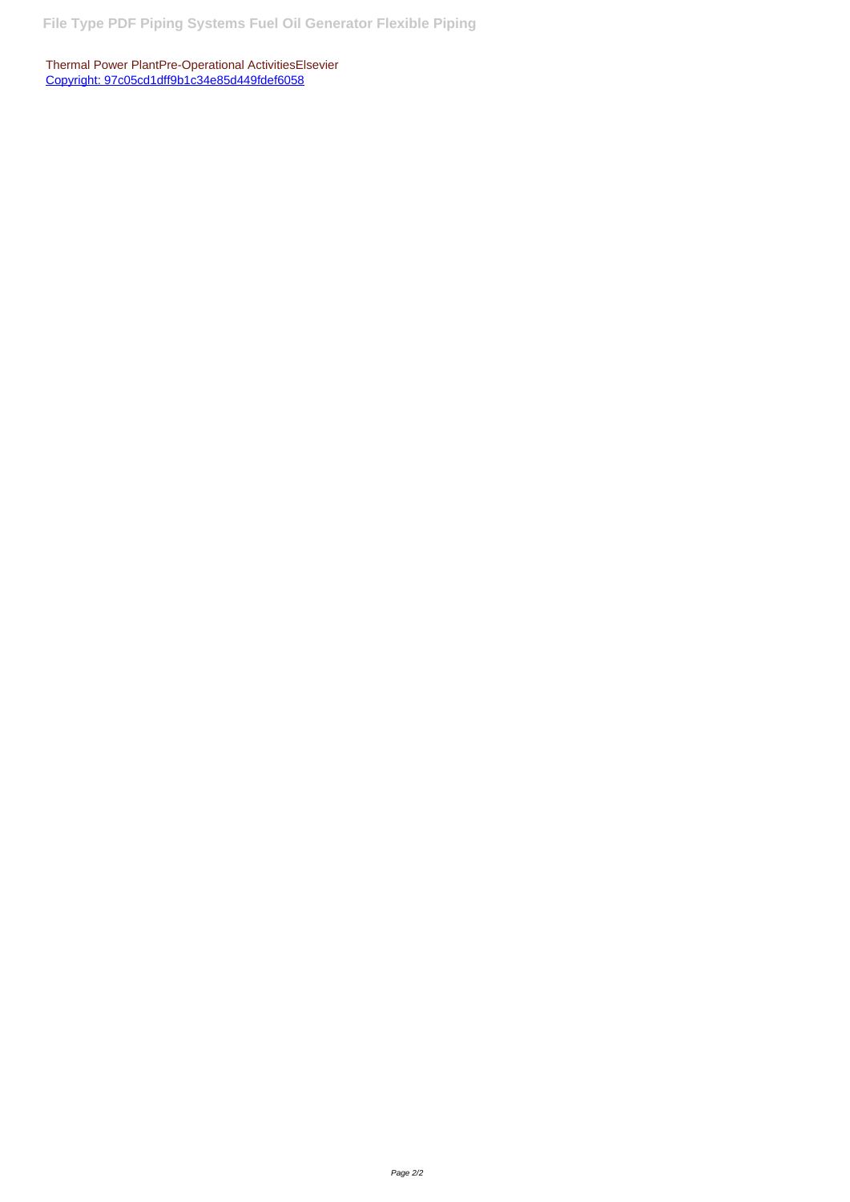Thermal Power PlantPre-Operational ActivitiesElsevier
[Copyright: 97c05cd1dff9b1c34e85d449fdef6058]